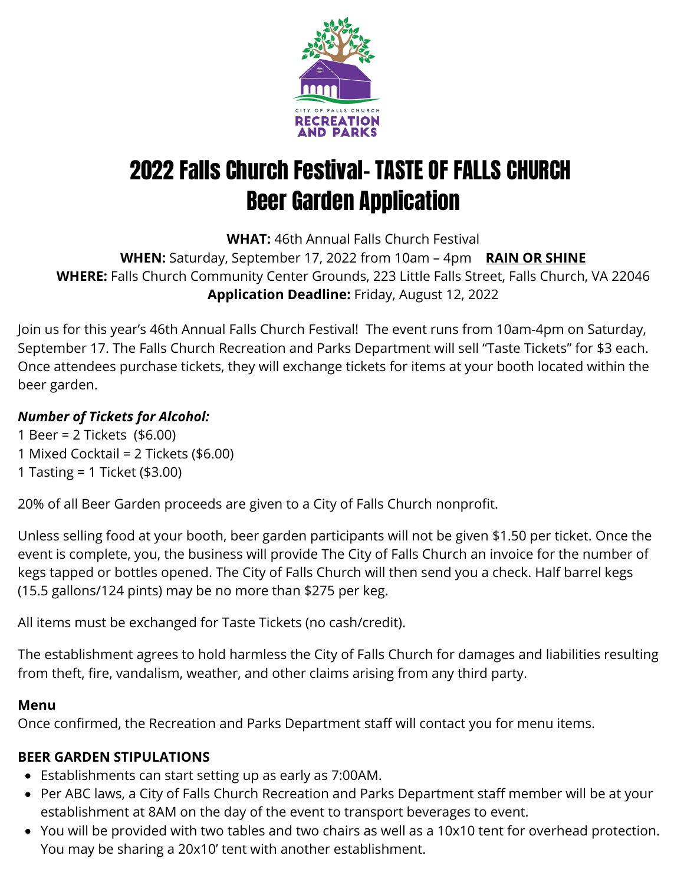CITY OF FALLS CHURCH
RECREATION AND PARKS

# 2022 Falls Church Festival- TASTE OF FALLS CHURCH
# Beer Garden Application

**WHAT:** 46th Annual Falls Church Festival
**WHEN:** Saturday, September 17, 2022 from 10am – 4pm **RAIN OR SHINE**
**WHERE:** Falls Church Community Center Grounds, 223 Little Falls Street, Falls Church, VA 22046
**Application Deadline:** Friday, August 12, 2022

Join us for this year's 46th Annual Falls Church Festival! The event runs from 10am-4pm on Saturday, September 17. The Falls Church Recreation and Parks Department will sell "Taste Tickets" for $3 each. Once attendees purchase tickets, they will exchange tickets for items at your booth located within the beer garden.

***Number of Tickets for Alcohol:***
1 Beer = 2 Tickets ($6.00)
1 Mixed Cocktail = 2 Tickets ($6.00)
1 Tasting = 1 Ticket ($3.00)

20% of all Beer Garden proceeds are given to a City of Falls Church nonprofit.

Unless selling food at your booth, beer garden participants will not be given $1.50 per ticket. Once the event is complete, you, the business will provide The City of Falls Church an invoice for the number of kegs tapped or bottles opened. The City of Falls Church will then send you a check. Half barrel kegs (15.5 gallons/124 pints) may be no more than $275 per keg.

All items must be exchanged for Taste Tickets (no cash/credit).

The establishment agrees to hold harmless the City of Falls Church for damages and liabilities resulting from theft, fire, vandalism, weather, and other claims arising from any third party.

**Menu**
Once confirmed, the Recreation and Parks Department staff will contact you for menu items.

**BEER GARDEN STIPULATIONS**

- Establishments can start setting up as early as 7:00AM.
- Per ABC laws, a City of Falls Church Recreation and Parks Department staff member will be at your establishment at 8AM on the day of the event to transport beverages to event.
- You will be provided with two tables and two chairs as well as a 10x10 tent for overhead protection. You may be sharing a 20x10' tent with another establishment.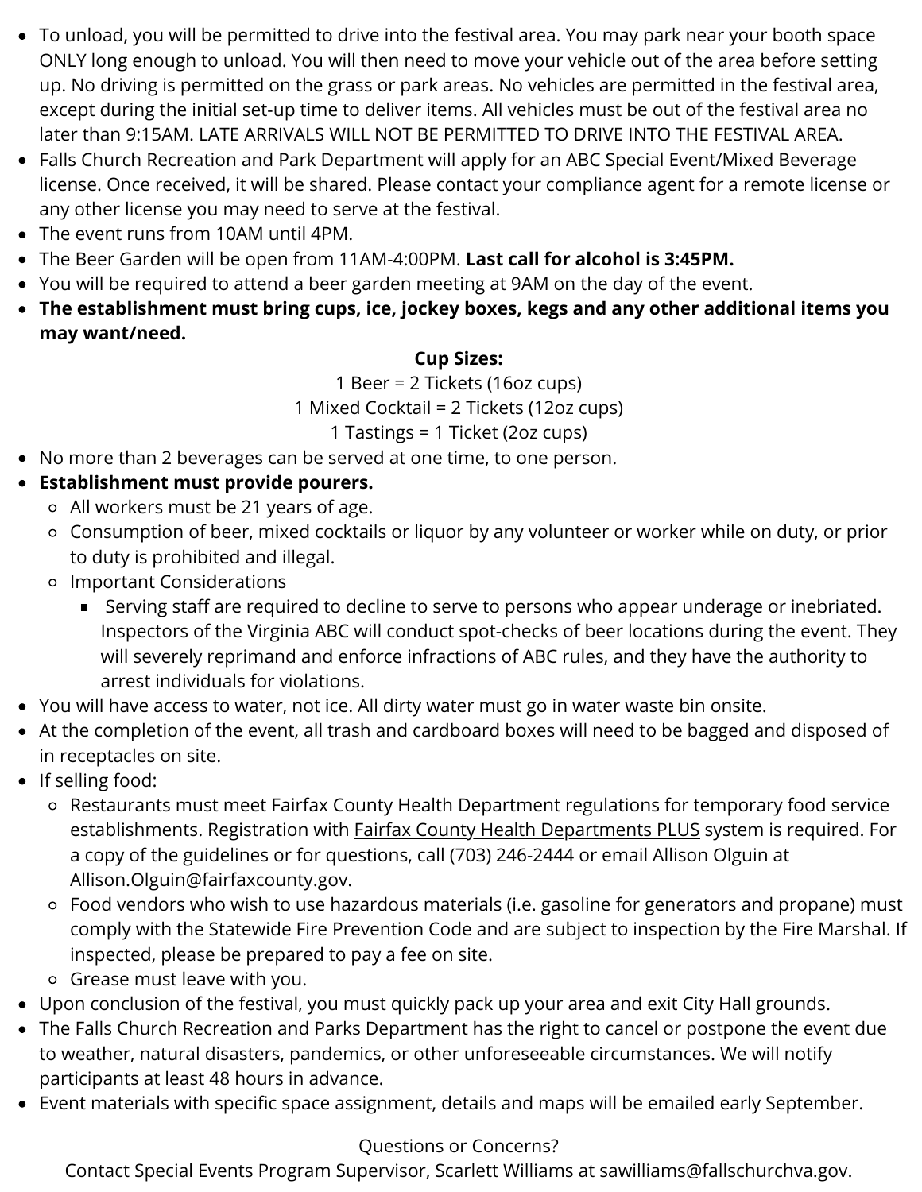- To unload, you will be permitted to drive into the festival area. You may park near your booth space ONLY long enough to unload. You will then need to move your vehicle out of the area before setting up. No driving is permitted on the grass or park areas. No vehicles are permitted in the festival area, except during the initial set-up time to deliver items. All vehicles must be out of the festival area no later than 9:15AM. LATE ARRIVALS WILL NOT BE PERMITTED TO DRIVE INTO THE FESTIVAL AREA.
- Falls Church Recreation and Park Department will apply for an ABC Special Event/Mixed Beverage license. Once received, it will be shared. Please contact your compliance agent for a remote license or any other license you may need to serve at the festival.
- The event runs from 10AM until 4PM.
- The Beer Garden will be open from 11AM-4:00PM. **Last call for alcohol is 3:45PM.**
- You will be required to attend a beer garden meeting at 9AM on the day of the event.
- **The establishment must bring cups, ice, jockey boxes, kegs and any other additional items you may want/need.**

**Cup Sizes:**
1 Beer = 2 Tickets (16oz cups)
1 Mixed Cocktail = 2 Tickets (12oz cups)
1 Tastings = 1 Ticket (2oz cups)

- No more than 2 beverages can be served at one time, to one person.
- **Establishment must provide pourers.**
  - All workers must be 21 years of age.
  - Consumption of beer, mixed cocktails or liquor by any volunteer or worker while on duty, or prior to duty is prohibited and illegal.
  - Important Considerations
    - Serving staff are required to decline to serve to persons who appear underage or inebriated. Inspectors of the Virginia ABC will conduct spot-checks of beer locations during the event. They will severely reprimand and enforce infractions of ABC rules, and they have the authority to arrest individuals for violations.
- You will have access to water, not ice. All dirty water must go in water waste bin onsite.
- At the completion of the event, all trash and cardboard boxes will need to be bagged and disposed of in receptacles on site.
- If selling food:
  - Restaurants must meet Fairfax County Health Department regulations for temporary food service establishments. Registration with Fairfax County Health Departments PLUS system is required. For a copy of the guidelines or for questions, call (703) 246-2444 or email Allison Olguin at Allison.Olguin@fairfaxcounty.gov.
  - Food vendors who wish to use hazardous materials (i.e. gasoline for generators and propane) must comply with the Statewide Fire Prevention Code and are subject to inspection by the Fire Marshal. If inspected, please be prepared to pay a fee on site.
  - Grease must leave with you.
- Upon conclusion of the festival, you must quickly pack up your area and exit City Hall grounds.
- The Falls Church Recreation and Parks Department has the right to cancel or postpone the event due to weather, natural disasters, pandemics, or other unforeseeable circumstances. We will notify participants at least 48 hours in advance.
- Event materials with specific space assignment, details and maps will be emailed early September.

Questions or Concerns?
Contact Special Events Program Supervisor, Scarlett Williams at sawilliams@fallschurchva.gov.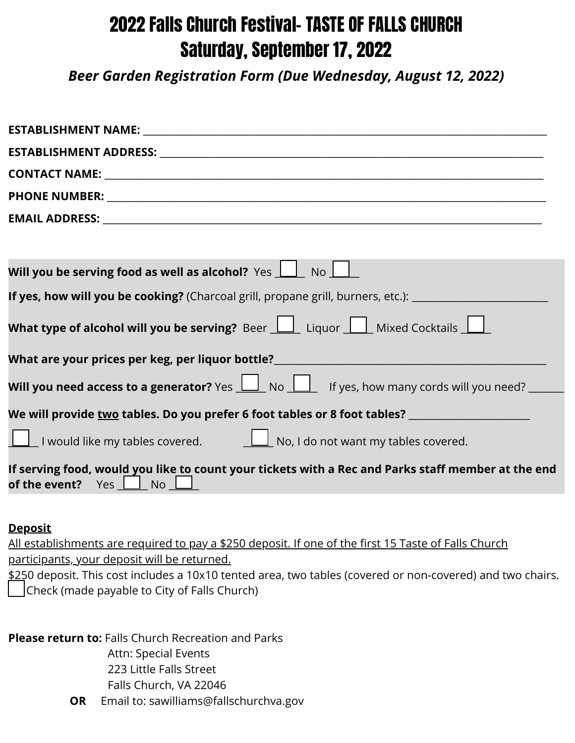# 2022 Falls Church Festival- TASTE OF FALLS CHURCH
# Saturday, September 17, 2022

***Beer Garden Registration Form (Due Wednesday, August 12, 2022)***

**ESTABLISHMENT NAME:** ______________________________________________

**ESTABLISHMENT ADDRESS:** ___________________________________________

**CONTACT NAME:** _________________________________________________

**PHONE NUMBER:** _________________________________________________

**EMAIL ADDRESS:** ________________________________________________

**Will you be serving food as well as alcohol?** Yes ☐ No ☐

**If yes, how will you be cooking?** (Charcoal grill, propane grill, burners, etc.): ____________________

**What type of alcohol will you be serving?** Beer ☐ Liquor ☐ Mixed Cocktails ☐

**What are your prices per keg, per liquor bottle?**______________________________

**Will you need access to a generator?** Yes ☐ No ☐ If yes, how many cords will you need? _______

**We will provide <u>two</u> tables. Do you prefer 6 foot tables or 8 foot tables?** ________________

☐ I would like my tables covered. ☐ No, I do not want my tables covered.

**If serving food, would you like to count your tickets with a Rec and Parks staff member at the end of the event?** Yes ☐ No ☐

**<u>Deposit</u>**

<u>All establishments are required to pay a $250 deposit. If one of the first 15 Taste of Falls Church participants, your deposit will be returned.</u>

$250 deposit. This cost includes a 10x10 tented area, two tables (covered or non-covered) and two chairs.

☐ Check (made payable to City of Falls Church)

**Please return to:** Falls Church Recreation and Parks
Attn: Special Events
223 Little Falls Street
Falls Church, VA 22046

**OR** Email to: sawilliams@fallschurchva.gov